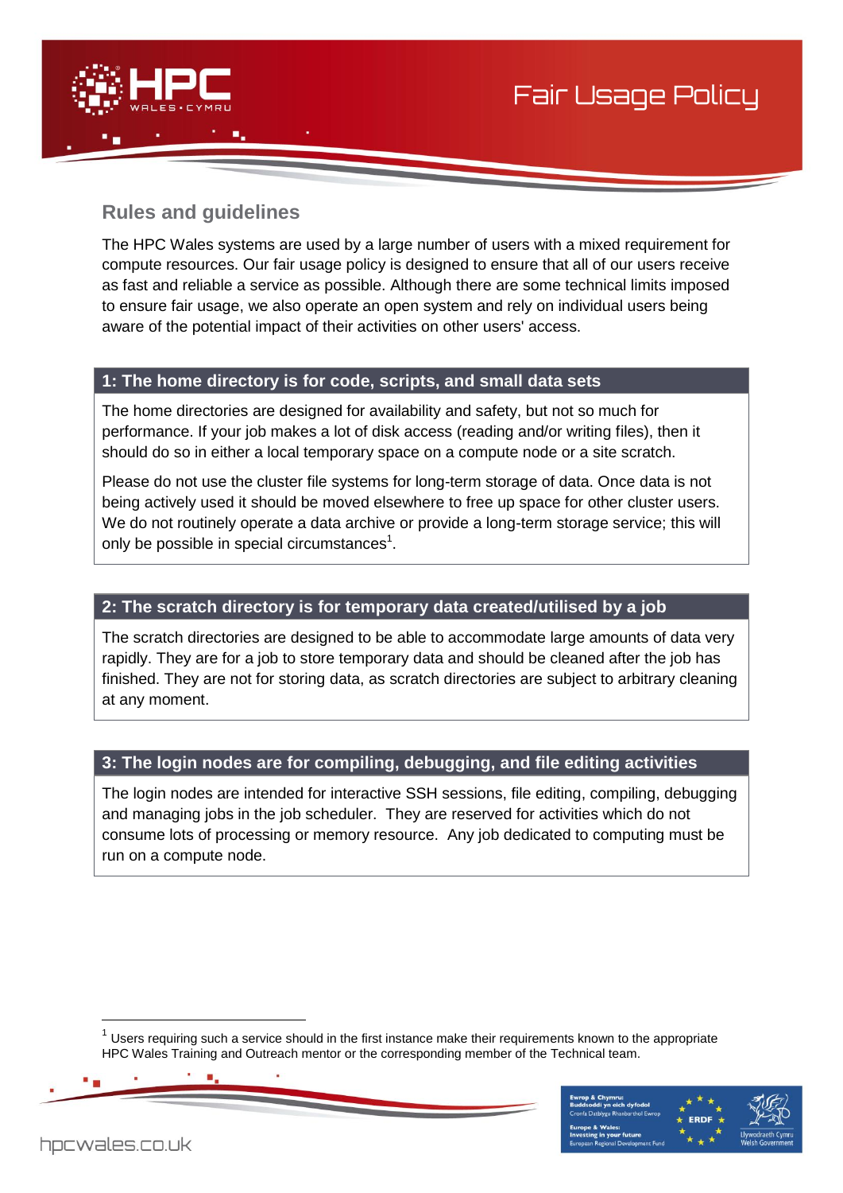# Fair Usage Policy

## Rules and guidelines

The HPC Wales systems are used by a large number of users with a mixed requirement for compute resources. Our fair usage policy is designed to ensure that all of our users receive as fast and reliable a service as possible. Although there are some technical limits imposed to ensure fair usage, we also operate an open system and rely on individual users being aware of the potential impact of their activities on other users' access.

### 1: The home directory is for code, scripts, and small data sets

The home directories are designed for availability and safety, but not so much for performance. If your job makes a lot of disk access (reading and/or writing files), then it should do so in either a local temporary space on a compute node or a site scratch.

Please do not use the cluster file systems for long-term storage of data. Once data is not being actively used it should be moved elsewhere to free up space for other cluster users. We do not routinely operate a data archive or provide a long-term storage service; this will only be possible in special circumstances[1].

### 2: The scratch directory is for temporary data created/utilised by a job

The scratch directories are designed to be able to accommodate large amounts of data very rapidly. They are for a job to store temporary data and should be cleaned after the job has finished. They are not for storing data, as scratch directories are subject to arbitrary cleaning at any moment.

### 3: The login nodes are for compiling, debugging, and file editing activities

The login nodes are intended for interactive SSH sessions, file editing, compiling, debugging and managing jobs in the job scheduler. They are reserved for activities which do not consume lots of processing or memory resource. Any job dedicated to computing must be run on a compute node.

---

[1] Users requiring such a service should in the first instance make their requirements known to the appropriate HPC Wales Training and Outreach mentor or the corresponding member of the Technical team.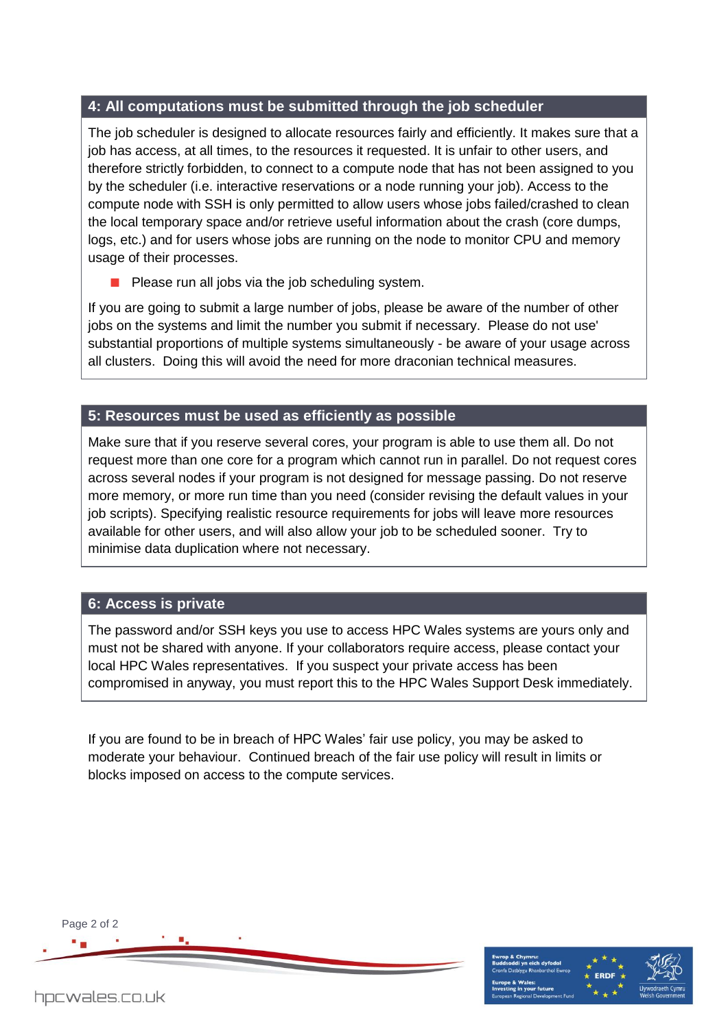## 4: All computations must be submitted through the job scheduler

The job scheduler is designed to allocate resources fairly and efficiently. It makes sure that a job has access, at all times, to the resources it requested. It is unfair to other users, and therefore strictly forbidden, to connect to a compute node that has not been assigned to you by the scheduler (i.e. interactive reservations or a node running your job). Access to the compute node with SSH is only permitted to allow users whose jobs failed/crashed to clean the local temporary space and/or retrieve useful information about the crash (core dumps, logs, etc.) and for users whose jobs are running on the node to monitor CPU and memory usage of their processes.

- Please run all jobs via the job scheduling system.

If you are going to submit a large number of jobs, please be aware of the number of other jobs on the systems and limit the number you submit if necessary. Please do not use' substantial proportions of multiple systems simultaneously - be aware of your usage across all clusters. Doing this will avoid the need for more draconian technical measures.

## 5: Resources must be used as efficiently as possible

Make sure that if you reserve several cores, your program is able to use them all. Do not request more than one core for a program which cannot run in parallel. Do not request cores across several nodes if your program is not designed for message passing. Do not reserve more memory, or more run time than you need (consider revising the default values in your job scripts). Specifying realistic resource requirements for jobs will leave more resources available for other users, and will also allow your job to be scheduled sooner. Try to minimise data duplication where not necessary.

## 6: Access is private

The password and/or SSH keys you use to access HPC Wales systems are yours only and must not be shared with anyone. If your collaborators require access, please contact your local HPC Wales representatives. If you suspect your private access has been compromised in anyway, you must report this to the HPC Wales Support Desk immediately.

If you are found to be in breach of HPC Wales' fair use policy, you may be asked to moderate your behaviour. Continued breach of the fair use policy will result in limits or blocks imposed on access to the compute services.